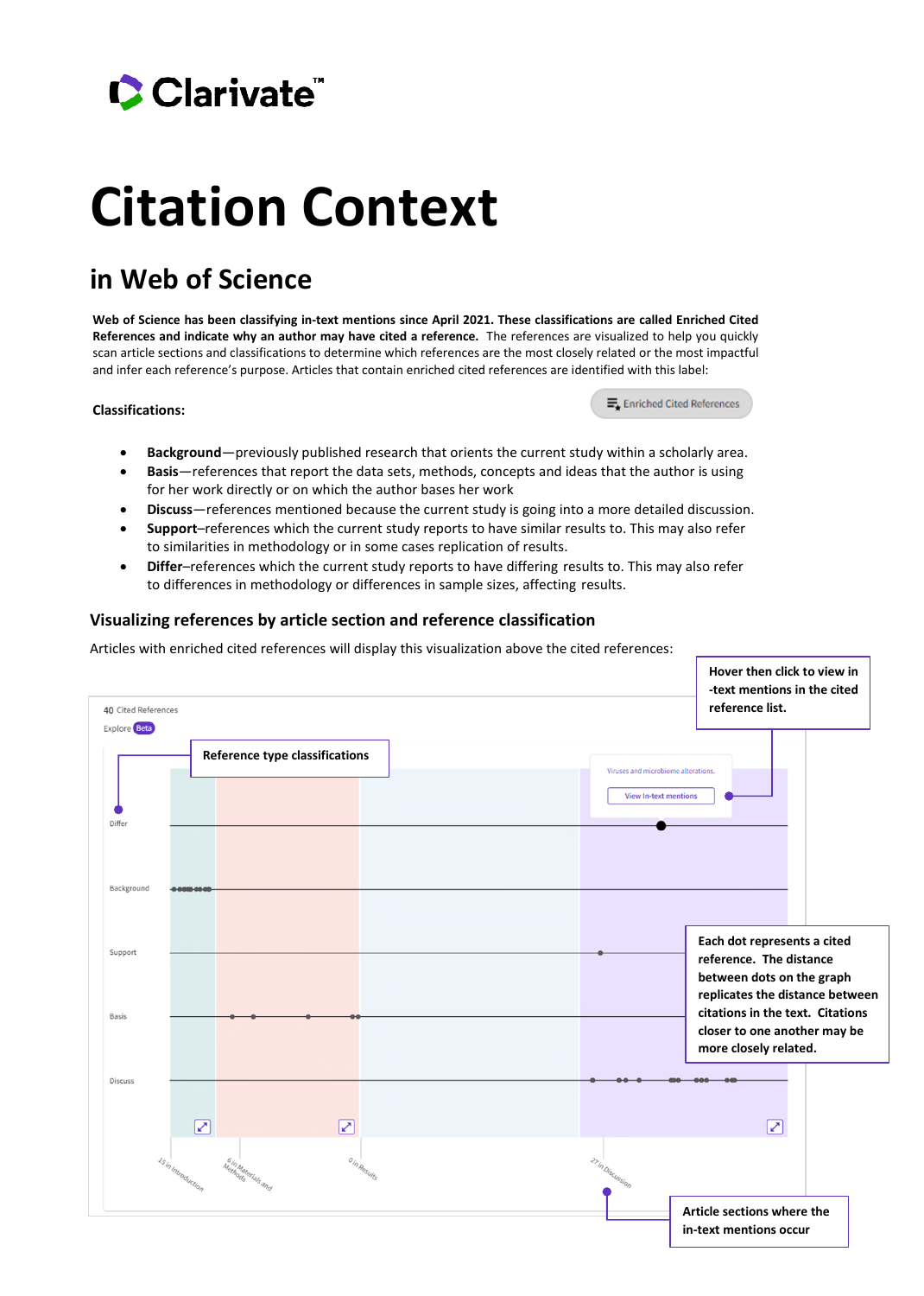# Citation Context

## in Web of Science

**Web of Science has been classifying in-text mentions since April 2021. These classifications are called Enriched Cited References and indicate why an author may have cited a reference.** The references are visualized to help you quickly scan article sections and classifications to determine which references are the most closely related or the most impactful and infer each reference's purpose. Articles that contain enriched cited references are identified with this label:

Enriched Cited References

**Classifications:**

- **Background**—previously published research that orients the current study within a scholarly area.
- **Basis**—references that report the data sets, methods, concepts and ideas that the author is using for her work directly or on which the author bases her work
- **Discuss**—references mentioned because the current study is going into a more detailed discussion.
- **Support**–references which the current study reports to have similar results to. This may also refer to similarities in methodology or in some cases replication of results.
- **Differ**–references which the current study reports to have differing results to. This may also refer to differences in methodology or differences in sample sizes, affecting results.

### Visualizing references by article section and reference classification

Articles with enriched cited references will display this visualization above the cited references:

40 Cited References

Explore Beta

**Reference type classifications**

**Hover then click to view in-text mentions in the cited reference list.**

Viruses and microbiome alterations.

View in-text mentions

Differ

Background

Support

Basis

Discuss

**Each dot represents a cited reference. The distance between dots on the graph replicates the distance between citations in the text. Citations closer to one another may be more closely related.**

15 in Introduction

6 in Materials and Methods

0 in Results

27 in Discussion

**Article sections where the in-text mentions occur**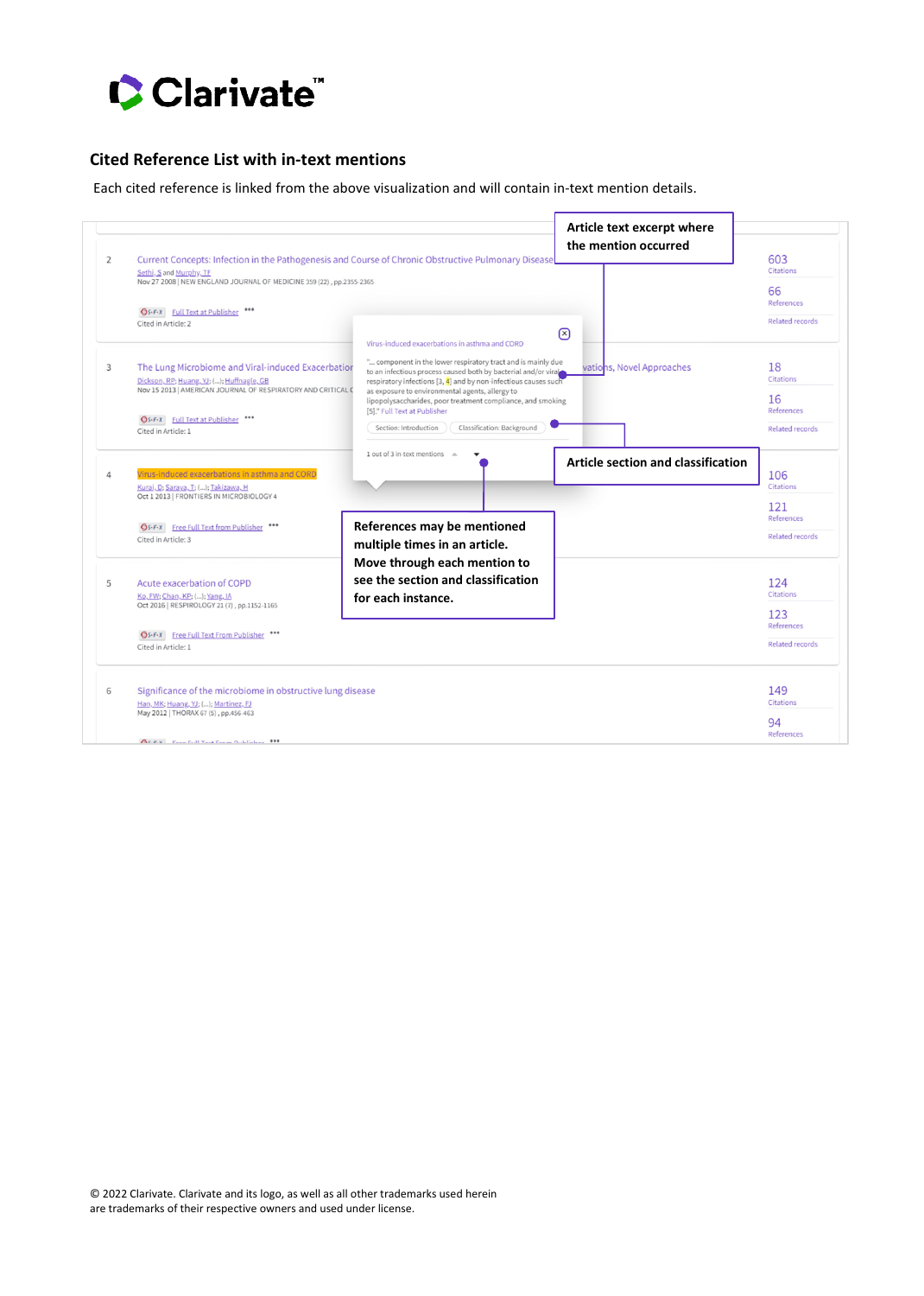## Cited Reference List with in-text mentions

Each cited reference is linked from the above visualization and will contain in-text mention details.

**Article text excerpt where the mention occurred**

**Article section and classification**

**References may be mentioned multiple times in an article. Move through each mention to see the section and classification for each instance.**

2 Current Concepts: Infection in the Pathogenesis and Course of Chronic Obstructive Pulmonary Disease
Sethi, S and Murphy, TF
Nov 27 2008 | NEW ENGLAND JOURNAL OF MEDICINE 359 (22) , pp.2355-2365
Full Text at Publisher
Cited in Article: 2
603 Citations
66 References
Related records

3 The Lung Microbiome and Viral-induced Exacerbations..., Novel Approaches
Dickson, RP; Huang, YJ; (...); Huffnagle, GB
Nov 15 2013 | AMERICAN JOURNAL OF RESPIRATORY AND CRITICAL C...
Full Text at Publisher
Cited in Article: 1
18 Citations
16 References
Related records

Virus-induced exacerbations in asthma and COPD

"... component in the lower respiratory tract and is mainly due to an infectious process caused both by bacterial and/or viral respiratory infections [3, 4] and by non-infectious causes such as exposure to environmental agents, allergy to lipopolysaccharides, poor treatment compliance, and smoking [5]." Full Text at Publisher

Section: Introduction | Classification: Background

1 out of 3 in text mentions

4 Virus-induced exacerbations in asthma and COPD
Kurai, D; Saraya, T; (...); Takizawa, H
Oct 1 2013 | FRONTIERS IN MICROBIOLOGY 4
Free Full Text from Publisher
Cited in Article: 3
106 Citations
121 References
Related records

5 Acute exacerbation of COPD
Ko, FW; Chan, KP; (...); Yang, IA
Oct 2016 | RESPIROLOGY 21 (7) , pp.1152-1165
Free Full Text From Publisher
Cited in Article: 1
124 Citations
123 References
Related records

6 Significance of the microbiome in obstructive lung disease
Han, MK; Huang, YJ; (...); Martinez, FJ
May 2012 | THORAX 67 (5) , pp.456-463
149 Citations
94 References

© 2022 Clarivate. Clarivate and its logo, as well as all other trademarks used herein are trademarks of their respective owners and used under license.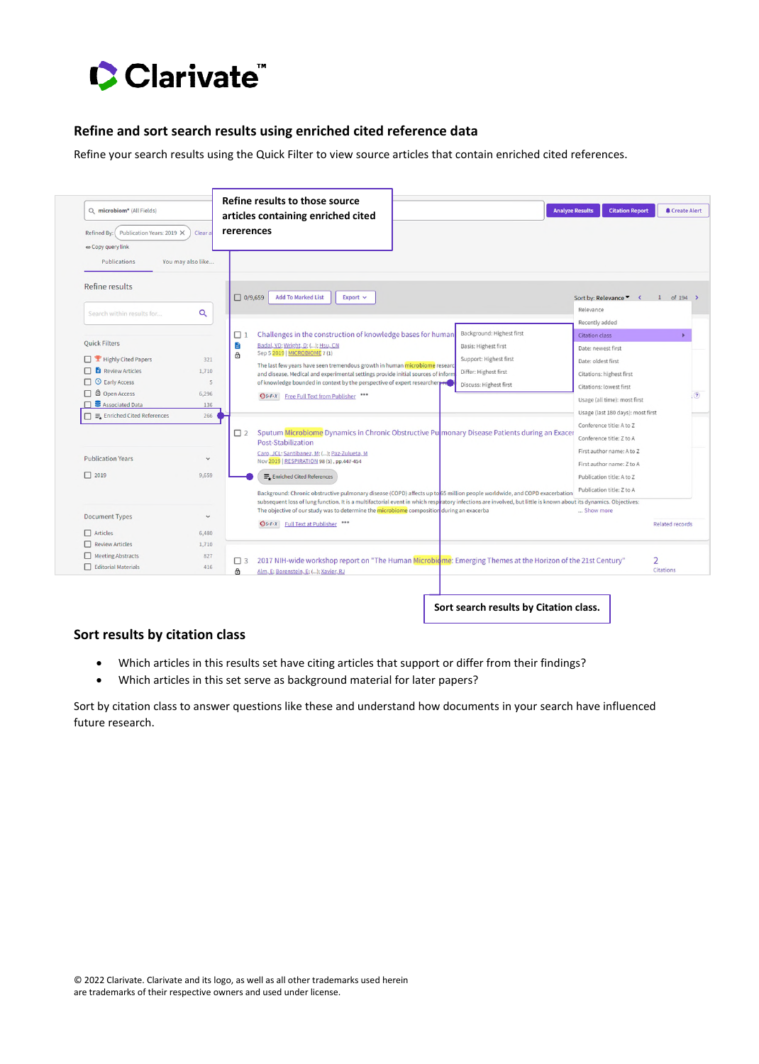## Refine and sort search results using enriched cited reference data

Refine your search results using the Quick Filter to view source articles that contain enriched cited references.

Refine results to those source articles containing enriched cited rererences

Sort search results by Citation class.

## Sort results by citation class

- Which articles in this results set have citing articles that support or differ from their findings?
- Which articles in this set serve as background material for later papers?

Sort by citation class to answer questions like these and understand how documents in your search have influenced future research.

© 2022 Clarivate. Clarivate and its logo, as well as all other trademarks used herein are trademarks of their respective owners and used under license.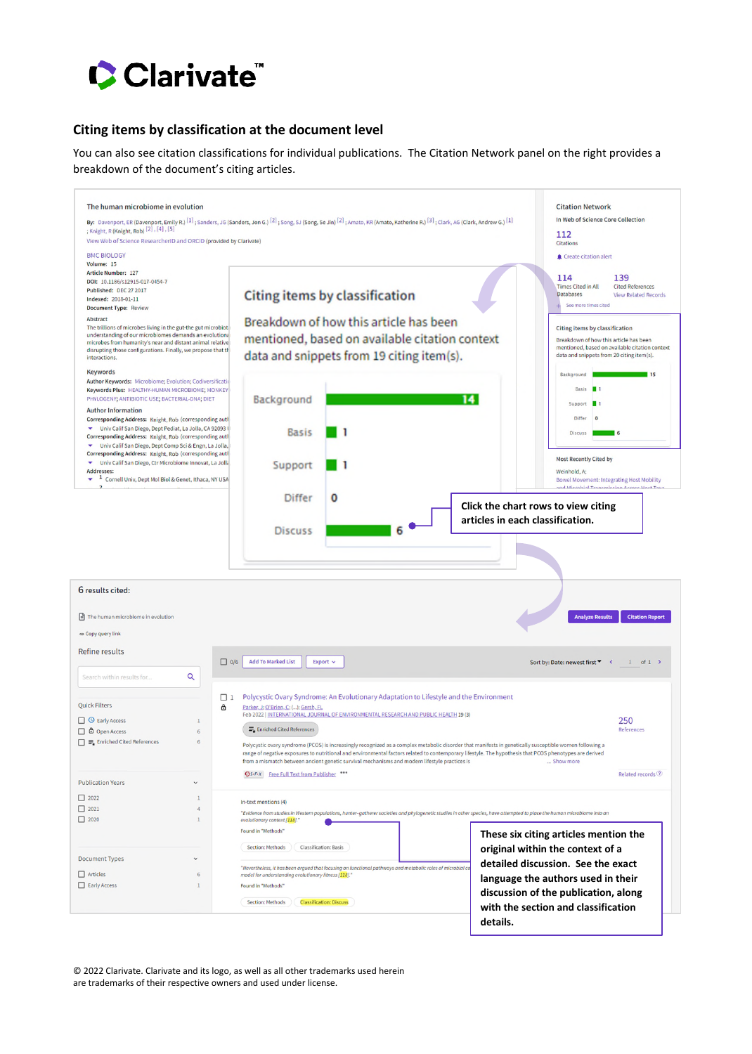# Citing items by classification at the document level

You can also see citation classifications for individual publications. The Citation Network panel on the right provides a breakdown of the document's citing articles.

Citing items by classification

Breakdown of how this article has been mentioned, based on available citation context data and snippets from 19 citing item(s).

Background 14

Basis 1

Support 1

Differ 0

Discuss 6

**Click the chart rows to view citing articles in each classification.**

**These six citing articles mention the original within the context of a detailed discussion. See the exact language the authors used in their discussion of the publication, along with the section and classification details.**

© 2022 Clarivate. Clarivate and its logo, as well as all other trademarks used herein are trademarks of their respective owners and used under license.